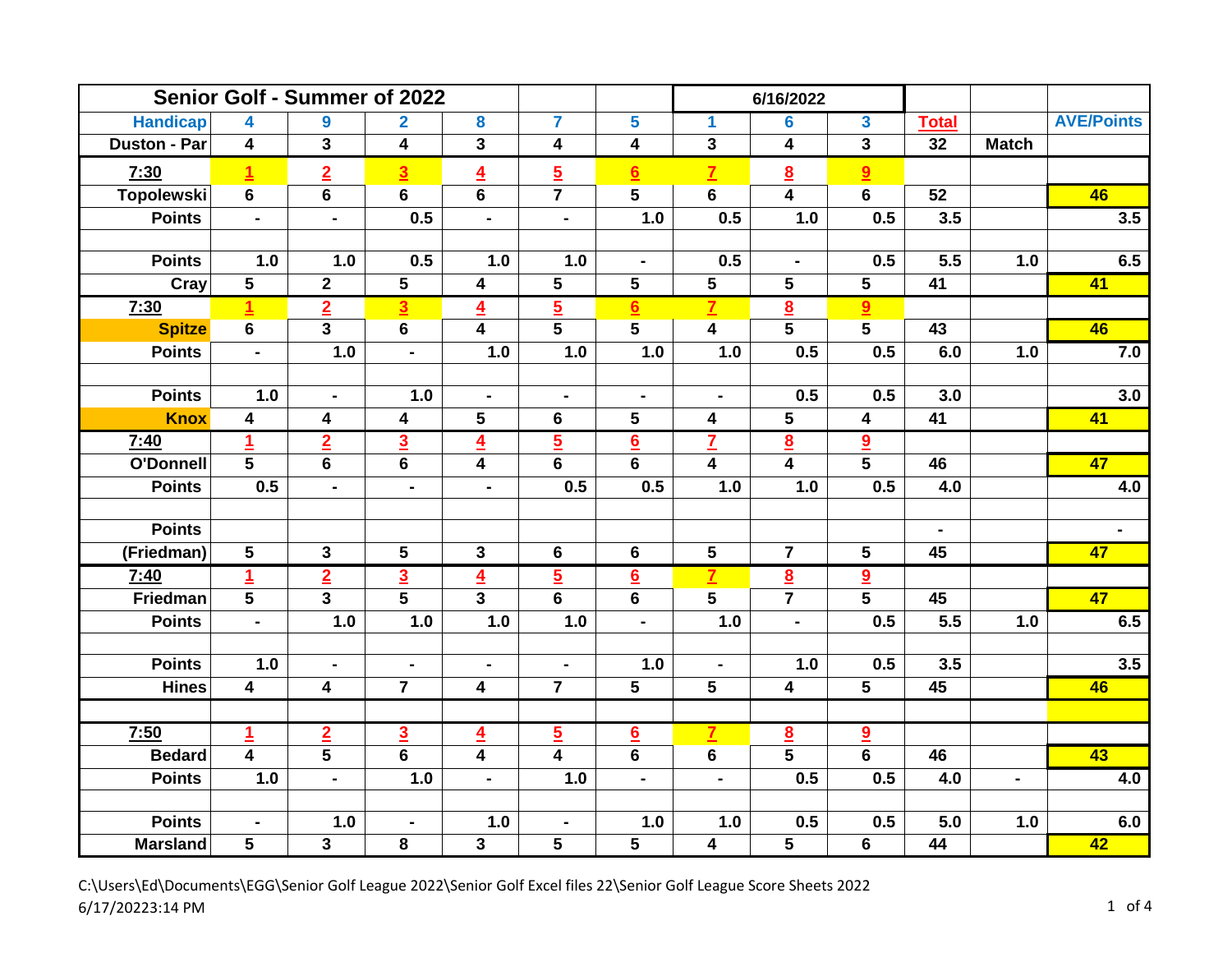| Senior Golf - Summer of 2022 | | | | | | 6/16/2022 | | | | | |
|---|---|---|---|---|---|---|---|---|---|---|---|
| Handicap | 4 | 9 | 2 | 8 | 7 | 5 | 1 | 6 | 3 | Total | | AVE/Points |
| Duston - Par | 4 | 3 | 4 | 3 | 4 | 4 | 3 | 4 | 3 | 32 | Match | |
| 7:30 | 1 | 2 | 3 | 4 | 5 | 6 | 7 | 8 | 9 | | | |
| Topolewski | 6 | 6 | 6 | 6 | 7 | 5 | 6 | 4 | 6 | 52 | | 46 |
| Points | - | - | 0.5 | - | - | 1.0 | 0.5 | 1.0 | 0.5 | 3.5 | | 3.5 |
| | | | | | | | | | | | | |
| Points | 1.0 | 1.0 | 0.5 | 1.0 | 1.0 | - | 0.5 | - | 0.5 | 5.5 | 1.0 | 6.5 |
| Cray | 5 | 2 | 5 | 4 | 5 | 5 | 5 | 5 | 5 | 41 | | 41 |
| 7:30 | 1 | 2 | 3 | 4 | 5 | 6 | 7 | 8 | 9 | | | |
| Spitze | 6 | 3 | 6 | 4 | 5 | 5 | 4 | 5 | 5 | 43 | | 46 |
| Points | - | 1.0 | - | 1.0 | 1.0 | 1.0 | 1.0 | 0.5 | 0.5 | 6.0 | 1.0 | 7.0 |
| | | | | | | | | | | | | |
| Points | 1.0 | - | 1.0 | - | - | - | - | 0.5 | 0.5 | 3.0 | | 3.0 |
| Knox | 4 | 4 | 4 | 5 | 6 | 5 | 4 | 5 | 4 | 41 | | 41 |
| 7:40 | 1 | 2 | 3 | 4 | 5 | 6 | 7 | 8 | 9 | | | |
| O'Donnell | 5 | 6 | 6 | 4 | 6 | 6 | 4 | 4 | 5 | 46 | | 47 |
| Points | 0.5 | - | - | - | 0.5 | 0.5 | 1.0 | 1.0 | 0.5 | 4.0 | | 4.0 |
| | | | | | | | | | | | | |
| Points | | | | | | | | | | - | | - |
| (Friedman) | 5 | 3 | 5 | 3 | 6 | 6 | 5 | 7 | 5 | 45 | | 47 |
| 7:40 | 1 | 2 | 3 | 4 | 5 | 6 | 7 | 8 | 9 | | | |
| Friedman | 5 | 3 | 5 | 3 | 6 | 6 | 5 | 7 | 5 | 45 | | 47 |
| Points | - | 1.0 | 1.0 | 1.0 | 1.0 | - | 1.0 | - | 0.5 | 5.5 | 1.0 | 6.5 |
| | | | | | | | | | | | | |
| Points | 1.0 | - | - | - | - | 1.0 | - | 1.0 | 0.5 | 3.5 | | 3.5 |
| Hines | 4 | 4 | 7 | 4 | 7 | 5 | 5 | 4 | 5 | 45 | | 46 |
| | | | | | | | | | | | | |
| 7:50 | 1 | 2 | 3 | 4 | 5 | 6 | 7 | 8 | 9 | | | |
| Bedard | 4 | 5 | 6 | 4 | 4 | 6 | 6 | 5 | 6 | 46 | | 43 |
| Points | 1.0 | - | 1.0 | - | 1.0 | - | - | 0.5 | 0.5 | 4.0 | - | 4.0 |
| | | | | | | | | | | | | |
| Points | - | 1.0 | - | 1.0 | - | 1.0 | 1.0 | 0.5 | 0.5 | 5.0 | 1.0 | 6.0 |
| Marsland | 5 | 3 | 8 | 3 | 5 | 5 | 4 | 5 | 6 | 44 | | 42 |

C:\Users\Ed\Documents\EGG\Senior Golf League 2022\Senior Golf Excel files 22\Senior Golf League Score Sheets 2022
6/17/20223:14 PM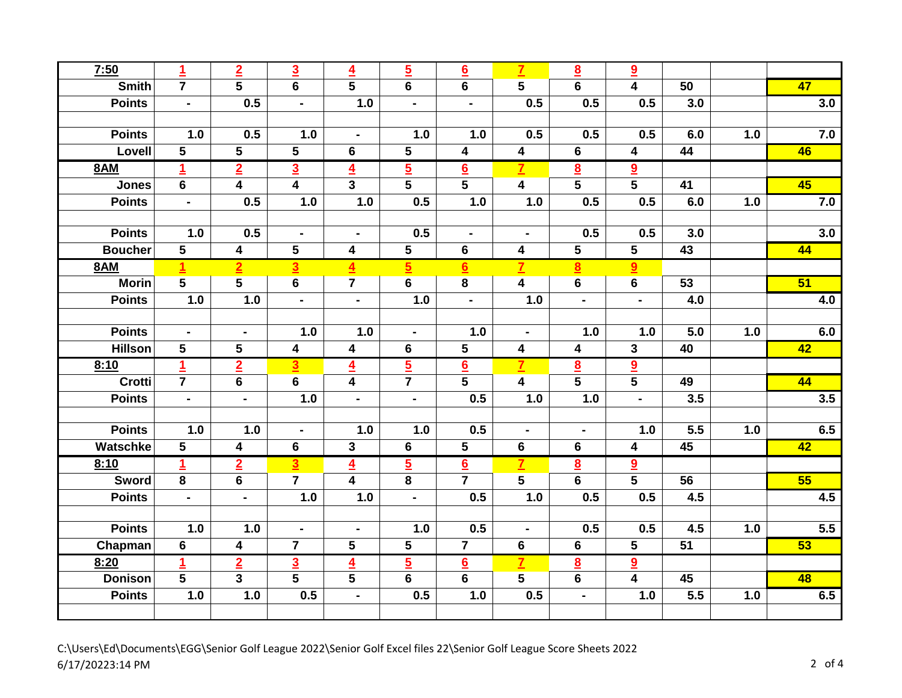| | | | | | | | | | | | | |
|---|---|---|---|---|---|---|---|---|---|---|---|---|
| **7:50** | 1 | 2 | 3 | 4 | 5 | 6 | 7 | 8 | 9 | | | |
| **Smith** | 7 | 5 | 6 | 5 | 6 | 6 | 5 | 6 | 4 | 50 | | 47 |
| **Points** | - | 0.5 | - | 1.0 | - | - | 0.5 | 0.5 | 0.5 | 3.0 | | 3.0 |
| | | | | | | | | | | | | |
| **Points** | 1.0 | 0.5 | 1.0 | - | 1.0 | 1.0 | 0.5 | 0.5 | 0.5 | 6.0 | 1.0 | 7.0 |
| **Lovell** | 5 | 5 | 5 | 6 | 5 | 4 | 4 | 6 | 4 | 44 | | 46 |
| **8AM** | 1 | 2 | 3 | 4 | 5 | 6 | 7 | 8 | 9 | | | |
| **Jones** | 6 | 4 | 4 | 3 | 5 | 5 | 4 | 5 | 5 | 41 | | 45 |
| **Points** | - | 0.5 | 1.0 | 1.0 | 0.5 | 1.0 | 1.0 | 0.5 | 0.5 | 6.0 | 1.0 | 7.0 |
| | | | | | | | | | | | | |
| **Points** | 1.0 | 0.5 | - | - | 0.5 | - | - | 0.5 | 0.5 | 3.0 | | 3.0 |
| **Boucher** | 5 | 4 | 5 | 4 | 5 | 6 | 4 | 5 | 5 | 43 | | 44 |
| **8AM** | 1 | 2 | 3 | 4 | 5 | 6 | 7 | 8 | 9 | | | |
| **Morin** | 5 | 5 | 6 | 7 | 6 | 8 | 4 | 6 | 6 | 53 | | 51 |
| **Points** | 1.0 | 1.0 | - | - | 1.0 | - | 1.0 | - | - | 4.0 | | 4.0 |
| | | | | | | | | | | | | |
| **Points** | - | - | 1.0 | 1.0 | - | 1.0 | - | 1.0 | 1.0 | 5.0 | 1.0 | 6.0 |
| **Hillson** | 5 | 5 | 4 | 4 | 6 | 5 | 4 | 4 | 3 | 40 | | 42 |
| **8:10** | 1 | 2 | 3 | 4 | 5 | 6 | 7 | 8 | 9 | | | |
| **Crotti** | 7 | 6 | 6 | 4 | 7 | 5 | 4 | 5 | 5 | 49 | | 44 |
| **Points** | - | - | 1.0 | - | - | 0.5 | 1.0 | 1.0 | - | 3.5 | | 3.5 |
| | | | | | | | | | | | | |
| **Points** | 1.0 | 1.0 | - | 1.0 | 1.0 | 0.5 | - | - | 1.0 | 5.5 | 1.0 | 6.5 |
| **Watschke** | 5 | 4 | 6 | 3 | 6 | 5 | 6 | 6 | 4 | 45 | | 42 |
| **8:10** | 1 | 2 | 3 | 4 | 5 | 6 | 7 | 8 | 9 | | | |
| **Sword** | 8 | 6 | 7 | 4 | 8 | 7 | 5 | 6 | 5 | 56 | | 55 |
| **Points** | - | - | 1.0 | 1.0 | - | 0.5 | 1.0 | 0.5 | 0.5 | 4.5 | | 4.5 |
| | | | | | | | | | | | | |
| **Points** | 1.0 | 1.0 | - | - | 1.0 | 0.5 | - | 0.5 | 0.5 | 4.5 | 1.0 | 5.5 |
| **Chapman** | 6 | 4 | 7 | 5 | 5 | 7 | 6 | 6 | 5 | 51 | | 53 |
| **8:20** | 1 | 2 | 3 | 4 | 5 | 6 | 7 | 8 | 9 | | | |
| **Donison** | 5 | 3 | 5 | 5 | 6 | 6 | 5 | 6 | 4 | 45 | | 48 |
| **Points** | 1.0 | 1.0 | 0.5 | - | 0.5 | 1.0 | 0.5 | - | 1.0 | 5.5 | 1.0 | 6.5 |
| | | | | | | | | | | | | |

C:\Users\Ed\Documents\EGG\Senior Golf League 2022\Senior Golf Excel files 22\Senior Golf League Score Sheets 2022
6/17/20223:14 PM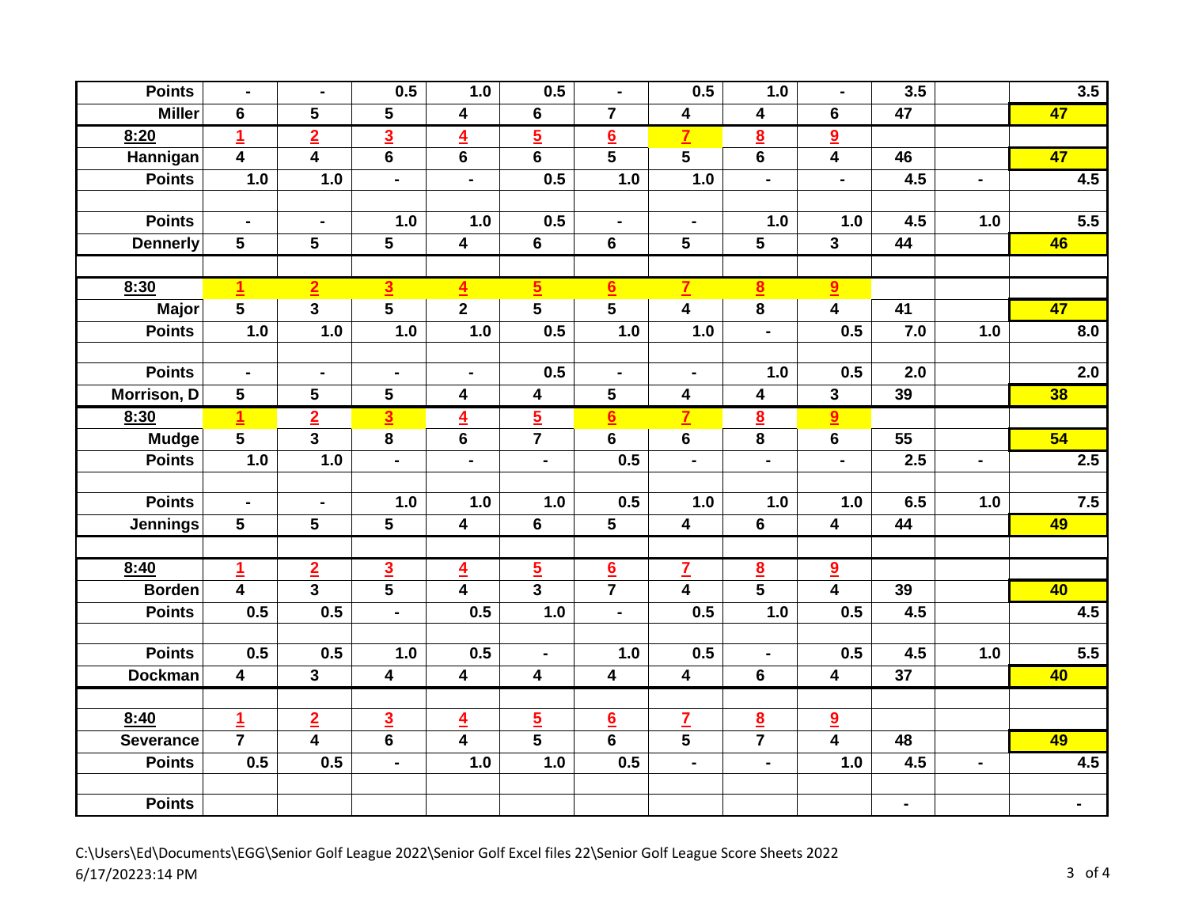| | | | | | | | | | | | | |
|---|---|---|---|---|---|---|---|---|---|---|---|---|
| **Points** | - | - | 0.5 | 1.0 | 0.5 | - | 0.5 | 1.0 | - | 3.5 | | 3.5 |
| **Miller** | 6 | 5 | 5 | 4 | 6 | 7 | 4 | 4 | 6 | 47 | | 47 |
| **8:20** | 1 | 2 | 3 | 4 | 5 | 6 | 7 | 8 | 9 | | | |
| **Hannigan** | 4 | 4 | 6 | 6 | 6 | 5 | 5 | 6 | 4 | 46 | | 47 |
| **Points** | 1.0 | 1.0 | - | - | 0.5 | 1.0 | 1.0 | - | - | 4.5 | - | 4.5 |
| | | | | | | | | | | | | |
| **Points** | - | - | 1.0 | 1.0 | 0.5 | - | - | 1.0 | 1.0 | 4.5 | 1.0 | 5.5 |
| **Dennerly** | 5 | 5 | 5 | 4 | 6 | 6 | 5 | 5 | 3 | 44 | | 46 |
| | | | | | | | | | | | | |
| **8:30** | 1 | 2 | 3 | 4 | 5 | 6 | 7 | 8 | 9 | | | |
| **Major** | 5 | 3 | 5 | 2 | 5 | 5 | 4 | 8 | 4 | 41 | | 47 |
| **Points** | 1.0 | 1.0 | 1.0 | 1.0 | 0.5 | 1.0 | 1.0 | - | 0.5 | 7.0 | 1.0 | 8.0 |
| | | | | | | | | | | | | |
| **Points** | - | - | - | - | 0.5 | - | - | 1.0 | 0.5 | 2.0 | | 2.0 |
| **Morrison, D** | 5 | 5 | 5 | 4 | 4 | 5 | 4 | 4 | 3 | 39 | | 38 |
| **8:30** | 1 | 2 | 3 | 4 | 5 | 6 | 7 | 8 | 9 | | | |
| **Mudge** | 5 | 3 | 8 | 6 | 7 | 6 | 6 | 8 | 6 | 55 | | 54 |
| **Points** | 1.0 | 1.0 | - | - | - | 0.5 | - | - | - | 2.5 | - | 2.5 |
| | | | | | | | | | | | | |
| **Points** | - | - | 1.0 | 1.0 | 1.0 | 0.5 | 1.0 | 1.0 | 1.0 | 6.5 | 1.0 | 7.5 |
| **Jennings** | 5 | 5 | 5 | 4 | 6 | 5 | 4 | 6 | 4 | 44 | | 49 |
| | | | | | | | | | | | | |
| **8:40** | 1 | 2 | 3 | 4 | 5 | 6 | 7 | 8 | 9 | | | |
| **Borden** | 4 | 3 | 5 | 4 | 3 | 7 | 4 | 5 | 4 | 39 | | 40 |
| **Points** | 0.5 | 0.5 | - | 0.5 | 1.0 | - | 0.5 | 1.0 | 0.5 | 4.5 | | 4.5 |
| | | | | | | | | | | | | |
| **Points** | 0.5 | 0.5 | 1.0 | 0.5 | - | 1.0 | 0.5 | - | 0.5 | 4.5 | 1.0 | 5.5 |
| **Dockman** | 4 | 3 | 4 | 4 | 4 | 4 | 4 | 6 | 4 | 37 | | 40 |
| | | | | | | | | | | | | |
| **8:40** | 1 | 2 | 3 | 4 | 5 | 6 | 7 | 8 | 9 | | | |
| **Severance** | 7 | 4 | 6 | 4 | 5 | 6 | 5 | 7 | 4 | 48 | | 49 |
| **Points** | 0.5 | 0.5 | - | 1.0 | 1.0 | 0.5 | - | - | 1.0 | 4.5 | - | 4.5 |
| | | | | | | | | | | | | |
| **Points** | | | | | | | | | | - | | - |

C:\Users\Ed\Documents\EGG\Senior Golf League 2022\Senior Golf Excel files 22\Senior Golf League Score Sheets 2022
6/17/20223:14 PM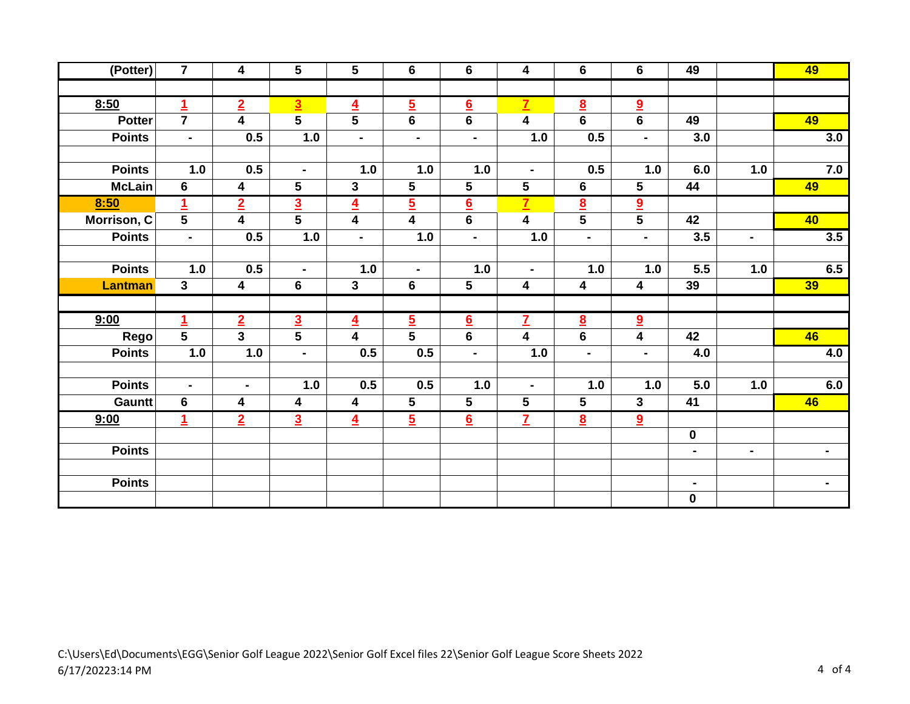| | | | | | | | | | | | | |
|---|---|---|---|---|---|---|---|---|---|---|---|---|
| (Potter) | 7 | 4 | 5 | 5 | 6 | 6 | 4 | 6 | 6 | 49 | | 49 |
| | | | | | | | | | | | | |
| 8:50 | 1 | 2 | 3 | 4 | 5 | 6 | 7 | 8 | 9 | | | |
| Potter | 7 | 4 | 5 | 5 | 6 | 6 | 4 | 6 | 6 | 49 | | 49 |
| Points | - | 0.5 | 1.0 | - | - | - | 1.0 | 0.5 | - | 3.0 | | 3.0 |
| | | | | | | | | | | | | |
| Points | 1.0 | 0.5 | - | 1.0 | 1.0 | 1.0 | - | 0.5 | 1.0 | 6.0 | 1.0 | 7.0 |
| McLain | 6 | 4 | 5 | 3 | 5 | 5 | 5 | 6 | 5 | 44 | | 49 |
| 8:50 | 1 | 2 | 3 | 4 | 5 | 6 | 7 | 8 | 9 | | | |
| Morrison, C | 5 | 4 | 5 | 4 | 4 | 6 | 4 | 5 | 5 | 42 | | 40 |
| Points | - | 0.5 | 1.0 | - | 1.0 | - | 1.0 | - | - | 3.5 | - | 3.5 |
| | | | | | | | | | | | | |
| Points | 1.0 | 0.5 | - | 1.0 | - | 1.0 | - | 1.0 | 1.0 | 5.5 | 1.0 | 6.5 |
| Lantman | 3 | 4 | 6 | 3 | 6 | 5 | 4 | 4 | 4 | 39 | | 39 |
| | | | | | | | | | | | | |
| 9:00 | 1 | 2 | 3 | 4 | 5 | 6 | 7 | 8 | 9 | | | |
| Rego | 5 | 3 | 5 | 4 | 5 | 6 | 4 | 6 | 4 | 42 | | 46 |
| Points | 1.0 | 1.0 | - | 0.5 | 0.5 | - | 1.0 | - | - | 4.0 | | 4.0 |
| | | | | | | | | | | | | |
| Points | - | - | 1.0 | 0.5 | 0.5 | 1.0 | - | 1.0 | 1.0 | 5.0 | 1.0 | 6.0 |
| Gauntt | 6 | 4 | 4 | 4 | 5 | 5 | 5 | 5 | 3 | 41 | | 46 |
| 9:00 | 1 | 2 | 3 | 4 | 5 | 6 | 7 | 8 | 9 | | | |
| | | | | | | | | | | 0 | | |
| Points | | | | | | | | | | - | - | - |
| | | | | | | | | | | | | |
| Points | | | | | | | | | | - | | - |
| | | | | | | | | | | 0 | | |

C:\Users\Ed\Documents\EGG\Senior Golf League 2022\Senior Golf Excel files 22\Senior Golf League Score Sheets 2022
6/17/20223:14 PM